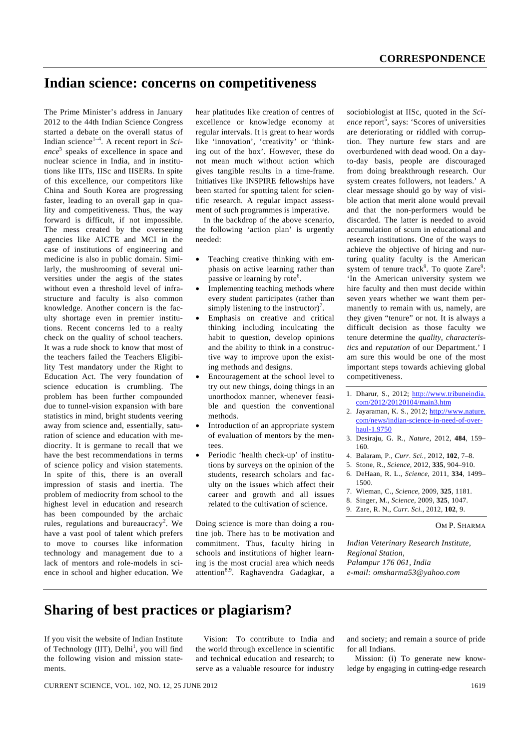# Indian science: concerns on competitiveness

The Prime Minister's address in January 2012 to the 44th Indian Science Congress started a debate on the overall status of Indian science[1–4]. A recent report in *Science*[5] speaks of excellence in space and nuclear science in India, and in institutions like IITs, IISc and IISERs. In spite of this excellence, our competitors like China and South Korea are progressing faster, leading to an overall gap in quality and competitiveness. Thus, the way forward is difficult, if not impossible. The mess created by the overseeing agencies like AICTE and MCI in the case of institutions of engineering and medicine is also in public domain. Similarly, the mushrooming of several universities under the aegis of the states without even a threshold level of infrastructure and faculty is also common knowledge. Another concern is the faculty shortage even in premier institutions. Recent concerns led to a realty check on the quality of school teachers. It was a rude shock to know that most of the teachers failed the Teachers Eligibility Test mandatory under the Right to Education Act. The very foundation of science education is crumbling. The problem has been further compounded due to tunnel-vision expansion with bare statistics in mind, bright students veering away from science and, essentially, saturation of science and education with mediocrity. It is germane to recall that we have the best recommendations in terms of science policy and vision statements. In spite of this, there is an overall impression of stasis and inertia. The problem of mediocrity from school to the highest level in education and research has been compounded by the archaic rules, regulations and bureaucracy[2]. We have a vast pool of talent which prefers to move to courses like information technology and management due to a lack of mentors and role-models in science in school and higher education. We hear platitudes like creation of centres of excellence or knowledge economy at regular intervals. It is great to hear words like 'innovation', 'creativity' or 'thinking out of the box'. However, these do not mean much without action which gives tangible results in a time-frame. Initiatives like INSPIRE fellowships have been started for spotting talent for scientific research. A regular impact assessment of such programmes is imperative.

In the backdrop of the above scenario, the following 'action plan' is urgently needed:

- Teaching creative thinking with emphasis on active learning rather than passive or learning by rote[6].
- Implementing teaching methods where every student participates (rather than simply listening to the instructor)[7].
- Emphasis on creative and critical thinking including inculcating the habit to question, develop opinions and the ability to think in a constructive way to improve upon the existing methods and designs.
- Encouragement at the school level to try out new things, doing things in an unorthodox manner, whenever feasible and question the conventional methods.
- Introduction of an appropriate system of evaluation of mentors by the mentees.
- Periodic 'health check-up' of institutions by surveys on the opinion of the students, research scholars and faculty on the issues which affect their career and growth and all issues related to the cultivation of science.

Doing science is more than doing a routine job. There has to be motivation and commitment. Thus, faculty hiring in schools and institutions of higher learning is the most crucial area which needs attention[8,9]. Raghavendra Gadagkar, a sociobiologist at IISc, quoted in the *Science* report[5], says: 'Scores of universities are deteriorating or riddled with corruption. They nurture few stars and are overburdened with dead wood. On a day-to-day basis, people are discouraged from doing breakthrough research. Our system creates followers, not leaders.' A clear message should go by way of visible action that merit alone would prevail and that the non-performers would be discarded. The latter is needed to avoid accumulation of scum in educational and research institutions. One of the ways to achieve the objective of hiring and nurturing quality faculty is the American system of tenure track[9]. To quote Zare[9]: 'In the American university system we hire faculty and then must decide within seven years whether we want them permanently to remain with us, namely, are they given "tenure" or not. It is always a difficult decision as those faculty we tenure determine the *quality*, *characteristics* and *reputation* of our Department.' I am sure this would be one of the most important steps towards achieving global competitiveness.

1. Dharur, S., 2012; http://www.tribuneindia.com/2012/20120104/main3.htm
2. Jayaraman, K. S., 2012; http://www.nature.com/news/indian-science-in-need-of-overhaul-1.9750
3. Desiraju, G. R., *Nature*, 2012, **484**, 159–160.
4. Balaram, P., *Curr. Sci.*, 2012, **102**, 7–8.
5. Stone, R., *Science*, 2012, **335**, 904–910.
6. DeHaan, R. L., *Science*, 2011, **334**, 1499–1500.
7. Wieman, C., *Science*, 2009, **325**, 1181.
8. Singer, M., *Science*, 2009, **325**, 1047.
9. Zare, R. N., *Curr. Sci.*, 2012, **102**, 9.

OM P. SHARMA

*Indian Veterinary Research Institute,*
*Regional Station,*
*Palampur 176 061, India*
*e-mail: omsharma53@yahoo.com*

# Sharing of best practices or plagiarism?

If you visit the website of Indian Institute of Technology (IIT), Delhi[1], you will find the following vision and mission statements.

Vision: To contribute to India and the world through excellence in scientific and technical education and research; to serve as a valuable resource for industry and society; and remain a source of pride for all Indians.

Mission: (i) To generate new knowledge by engaging in cutting-edge research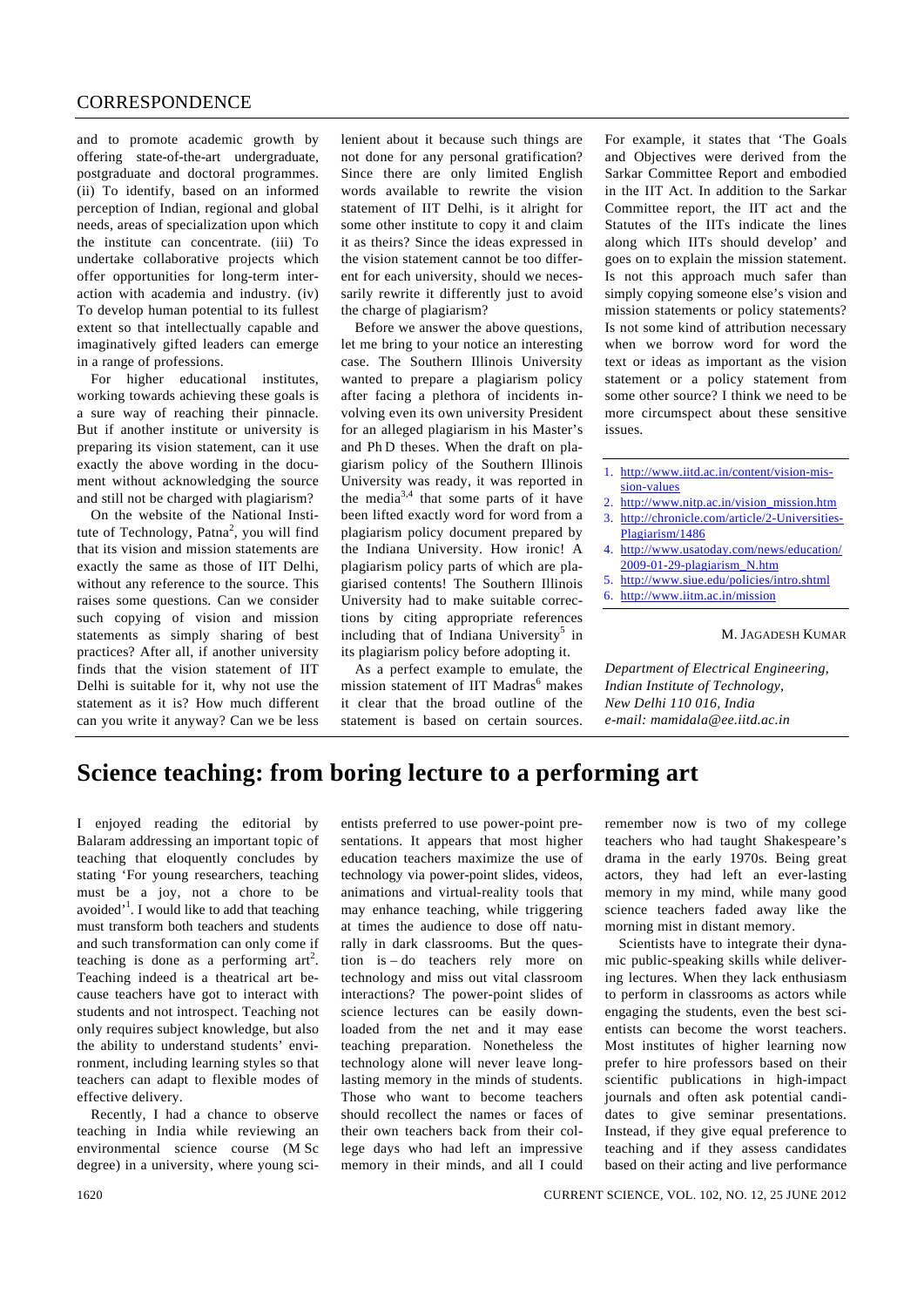and to promote academic growth by offering state-of-the-art undergraduate, postgraduate and doctoral programmes. (ii) To identify, based on an informed perception of Indian, regional and global needs, areas of specialization upon which the institute can concentrate. (iii) To undertake collaborative projects which offer opportunities for long-term interaction with academia and industry. (iv) To develop human potential to its fullest extent so that intellectually capable and imaginatively gifted leaders can emerge in a range of professions.

For higher educational institutes, working towards achieving these goals is a sure way of reaching their pinnacle. But if another institute or university is preparing its vision statement, can it use exactly the above wording in the document without acknowledging the source and still not be charged with plagiarism?

On the website of the National Institute of Technology, Patna[2], you will find that its vision and mission statements are exactly the same as those of IIT Delhi, without any reference to the source. This raises some questions. Can we consider such copying of vision and mission statements as simply sharing of best practices? After all, if another university finds that the vision statement of IIT Delhi is suitable for it, why not use the statement as it is? How much different can you write it anyway? Can we be less lenient about it because such things are not done for any personal gratification? Since there are only limited English words available to rewrite the vision statement of IIT Delhi, is it alright for some other institute to copy it and claim it as theirs? Since the ideas expressed in the vision statement cannot be too different for each university, should we necessarily rewrite it differently just to avoid the charge of plagiarism?

Before we answer the above questions, let me bring to your notice an interesting case. The Southern Illinois University wanted to prepare a plagiarism policy after facing a plethora of incidents involving even its own university President for an alleged plagiarism in his Master's and Ph D theses. When the draft on plagiarism policy of the Southern Illinois University was ready, it was reported in the media[3,4] that some parts of it have been lifted exactly word for word from a plagiarism policy document prepared by the Indiana University. How ironic! A plagiarism policy parts of which are plagiarised contents! The Southern Illinois University had to make suitable corrections by citing appropriate references including that of Indiana University[5] in its plagiarism policy before adopting it.

As a perfect example to emulate, the mission statement of IIT Madras[6] makes it clear that the broad outline of the statement is based on certain sources. For example, it states that 'The Goals and Objectives were derived from the Sarkar Committee Report and embodied in the IIT Act. In addition to the Sarkar Committee report, the IIT act and the Statutes of the IITs indicate the lines along which IITs should develop' and goes on to explain the mission statement. Is not this approach much safer than simply copying someone else's vision and mission statements or policy statements? Is not some kind of attribution necessary when we borrow word for word the text or ideas as important as the vision statement or a policy statement from some other source? I think we need to be more circumspect about these sensitive issues.

1. http://www.iitd.ac.in/content/vision-mission-values
2. http://www.nitp.ac.in/vision_mission.htm
3. http://chronicle.com/article/2-Universities-Plagiarism/1486
4. http://www.usatoday.com/news/education/2009-01-29-plagiarism_N.htm
5. http://www.siue.edu/policies/intro.shtml
6. http://www.iitm.ac.in/mission

M. JAGADESH KUMAR

*Department of Electrical Engineering,*
*Indian Institute of Technology,*
*New Delhi 110 016, India*
*e-mail: mamidala@ee.iitd.ac.in*

# Science teaching: from boring lecture to a performing art

I enjoyed reading the editorial by Balaram addressing an important topic of teaching that eloquently concludes by stating 'For young researchers, teaching must be a joy, not a chore to be avoided'[1]. I would like to add that teaching must transform both teachers and students and such transformation can only come if teaching is done as a performing art[2]. Teaching indeed is a theatrical art because teachers have got to interact with students and not introspect. Teaching not only requires subject knowledge, but also the ability to understand students' environment, including learning styles so that teachers can adapt to flexible modes of effective delivery.

Recently, I had a chance to observe teaching in India while reviewing an environmental science course (M Sc degree) in a university, where young scientists preferred to use power-point presentations. It appears that most higher education teachers maximize the use of technology via power-point slides, videos, animations and virtual-reality tools that may enhance teaching, while triggering at times the audience to dose off naturally in dark classrooms. But the question is – do teachers rely more on technology and miss out vital classroom interactions? The power-point slides of science lectures can be easily downloaded from the net and it may ease teaching preparation. Nonetheless the technology alone will never leave long-lasting memory in the minds of students. Those who want to become teachers should recollect the names or faces of their own teachers back from their college days who had left an impressive memory in their minds, and all I could remember now is two of my college teachers who had taught Shakespeare's drama in the early 1970s. Being great actors, they had left an ever-lasting memory in my mind, while many good science teachers faded away like the morning mist in distant memory.

Scientists have to integrate their dynamic public-speaking skills while delivering lectures. When they lack enthusiasm to perform in classrooms as actors while engaging the students, even the best scientists can become the worst teachers. Most institutes of higher learning now prefer to hire professors based on their scientific publications in high-impact journals and often ask potential candidates to give seminar presentations. Instead, if they give equal preference to teaching and if they assess candidates based on their acting and live performance